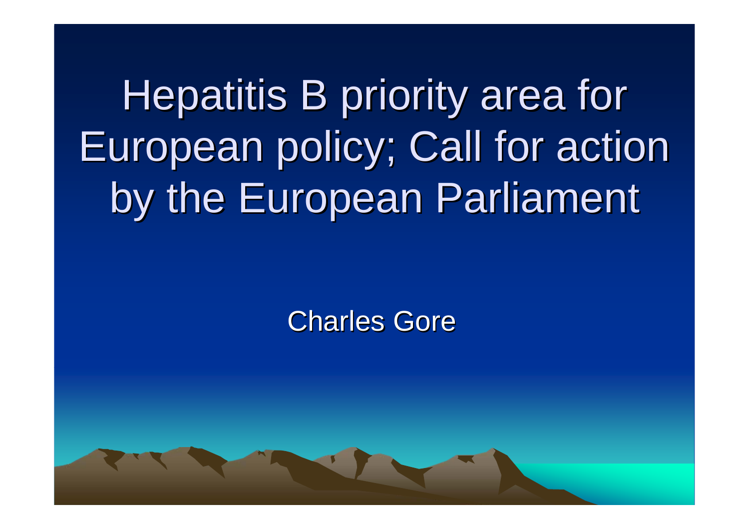# Hepatitis B priority area for European policy; Call for action by the European Parliament

Charles Gore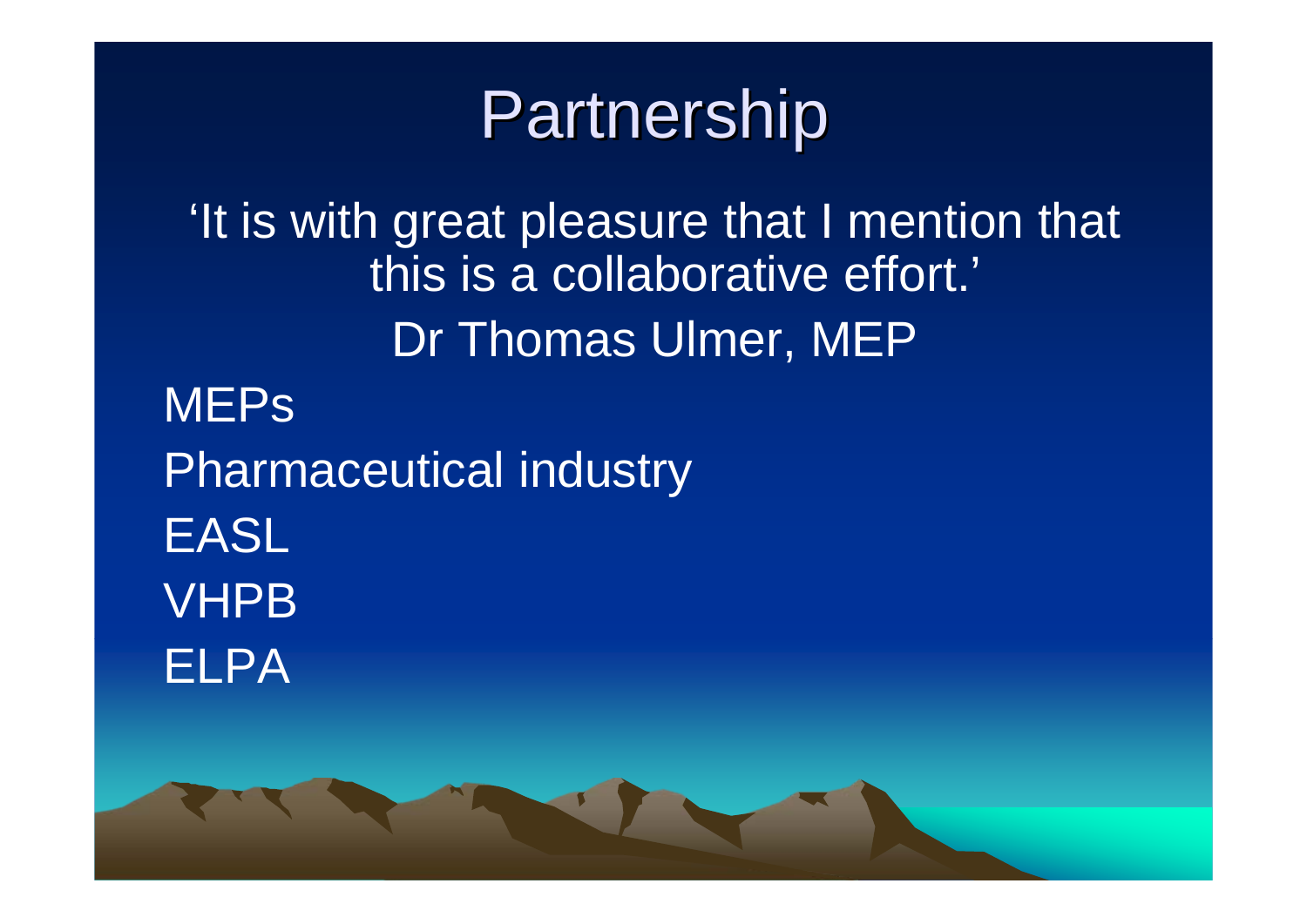# Partnership

'It is with great pleasure that I mention that this is a collaborative effort.'

Dr Thomas Ulmer, MEP

MEPs

Pharmaceutical industry

EASL

VHPB

ELPA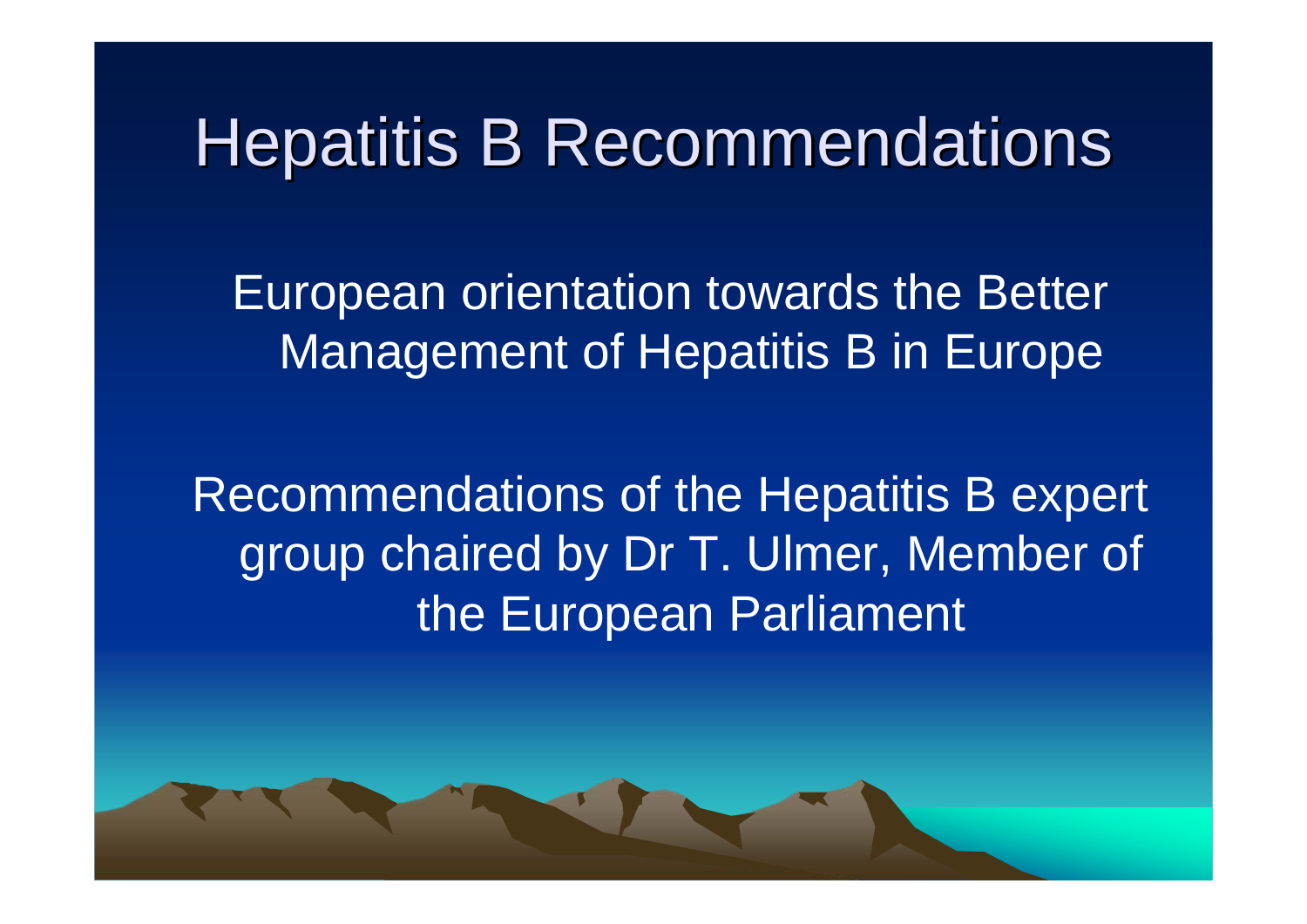# Hepatitis B Recommendations

European orientation towards the Better Management of Hepatitis B in Europe

Recommendations of the Hepatitis B expert group chaired by Dr T. Ulmer, Member of the European Parliament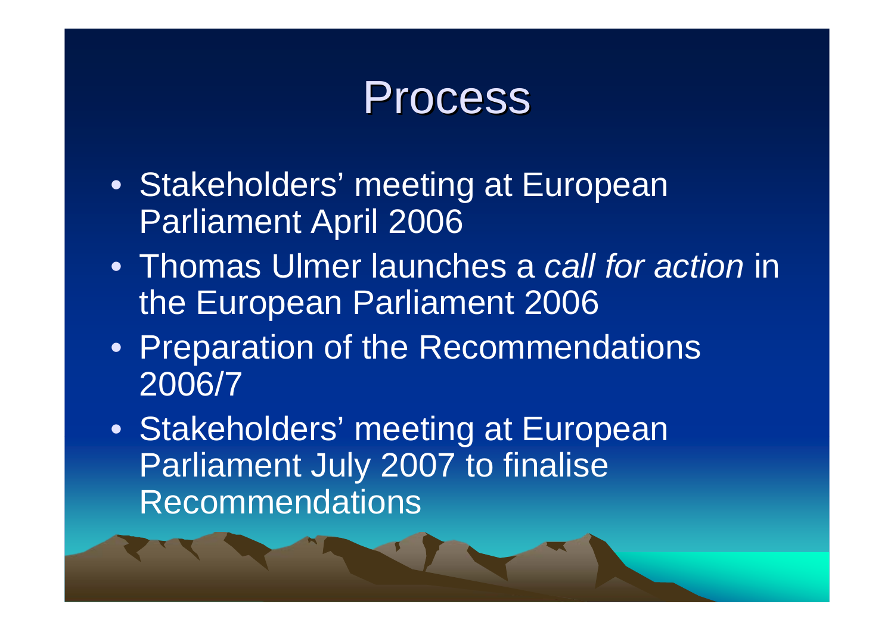# Process

- Stakeholders' meeting at European Parliament April 2006
- Thomas Ulmer launches a *call for action* in the European Parliament 2006
- Preparation of the Recommendations 2006/7
- Stakeholders' meeting at European Parliament July 2007 to finalise Recommendations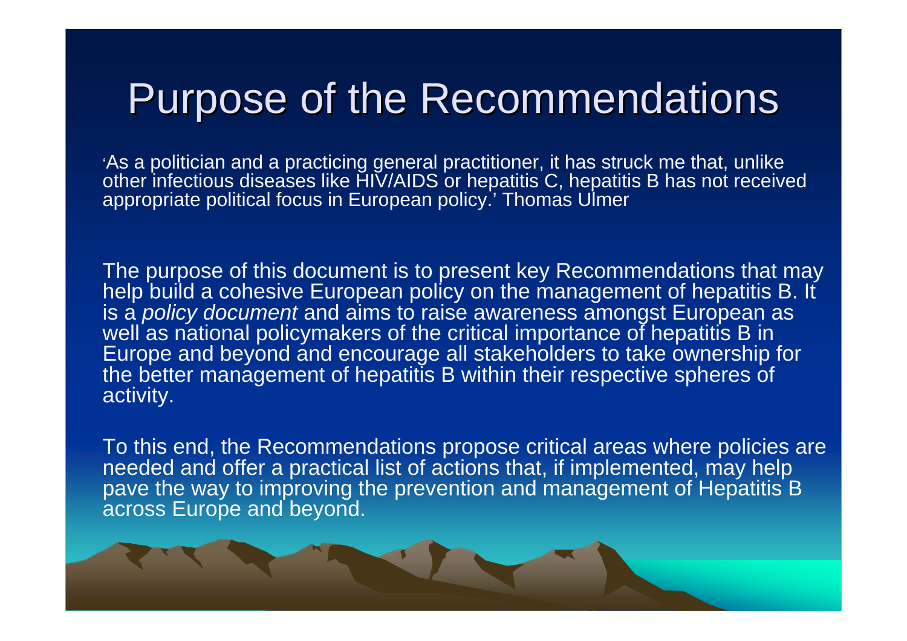# Purpose of the Recommendations

'As a politician and a practicing general practitioner, it has struck me that, unlike other infectious diseases like HIV/AIDS or hepatitis C, hepatitis B has not received appropriate political focus in European policy.' Thomas Ulmer

The purpose of this document is to present key Recommendations that may help build a cohesive European policy on the management of hepatitis B. It is a *policy document* and aims to raise awareness amongst European as well as national policymakers of the critical importance of hepatitis B in Europe and beyond and encourage all stakeholders to take ownership for the better management of hepatitis B within their respective spheres of activity.

To this end, the Recommendations propose critical areas where policies are needed and offer a practical list of actions that, if implemented, may help pave the way to improving the prevention and management of Hepatitis B across Europe and beyond.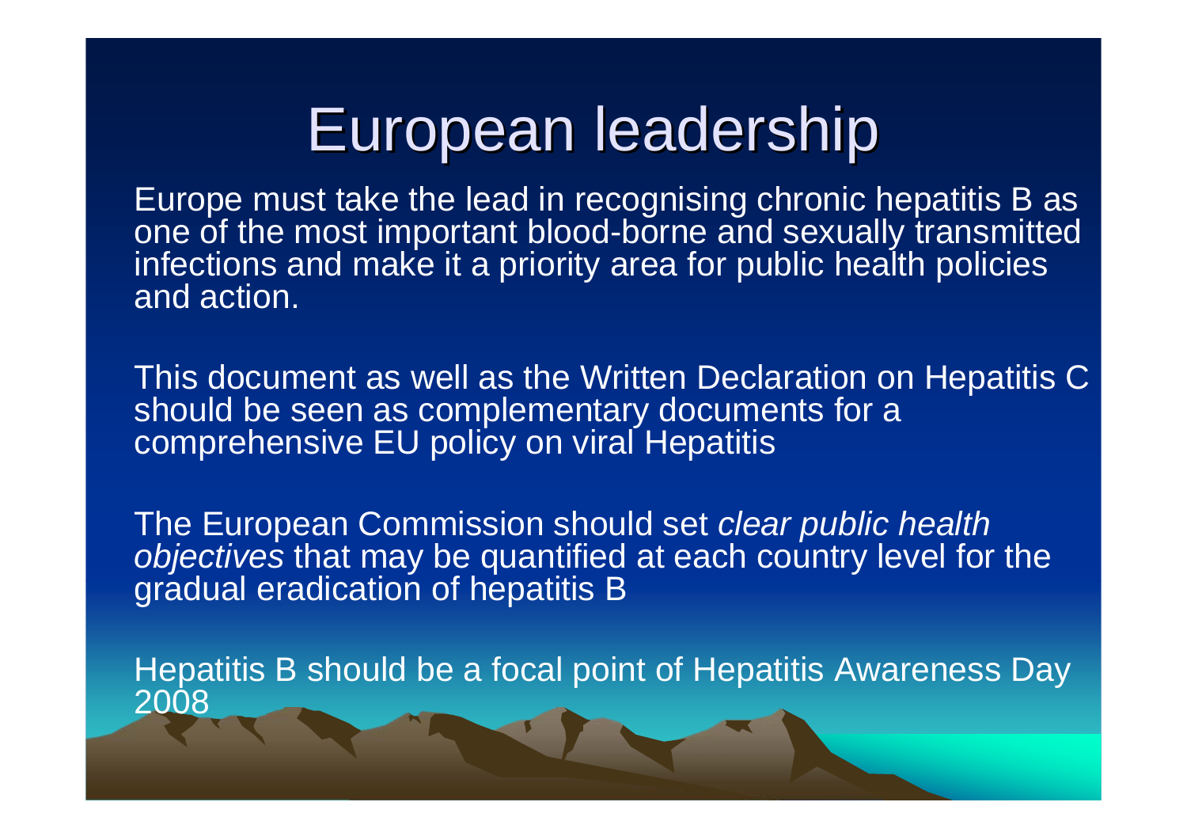# European leadership

Europe must take the lead in recognising chronic hepatitis B as one of the most important blood-borne and sexually transmitted infections and make it a priority area for public health policies and action.

This document as well as the Written Declaration on Hepatitis C should be seen as complementary documents for a comprehensive EU policy on viral Hepatitis

The European Commission should set *clear public health objectives* that may be quantified at each country level for the gradual eradication of hepatitis B

Hepatitis B should be a focal point of Hepatitis Awareness Day 2008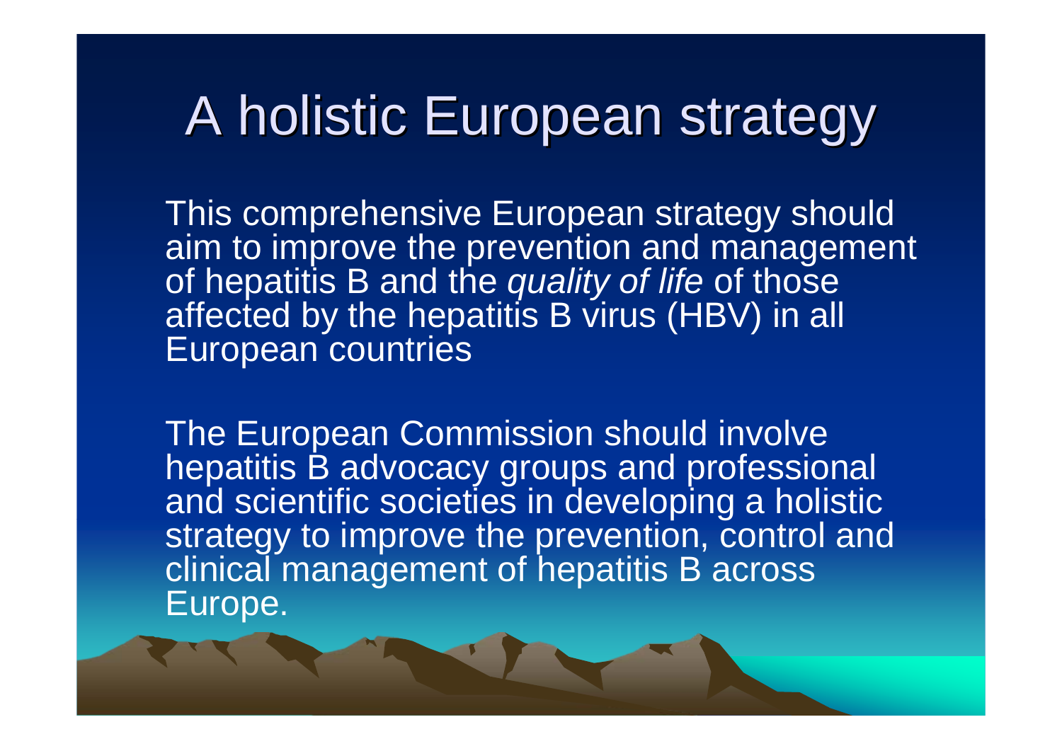# A holistic European strategy

This comprehensive European strategy should aim to improve the prevention and management of hepatitis B and the *quality of life* of those affected by the hepatitis B virus (HBV) in all European countries

The European Commission should involve hepatitis B advocacy groups and professional and scientific societies in developing a holistic strategy to improve the prevention, control and clinical management of hepatitis B across Europe.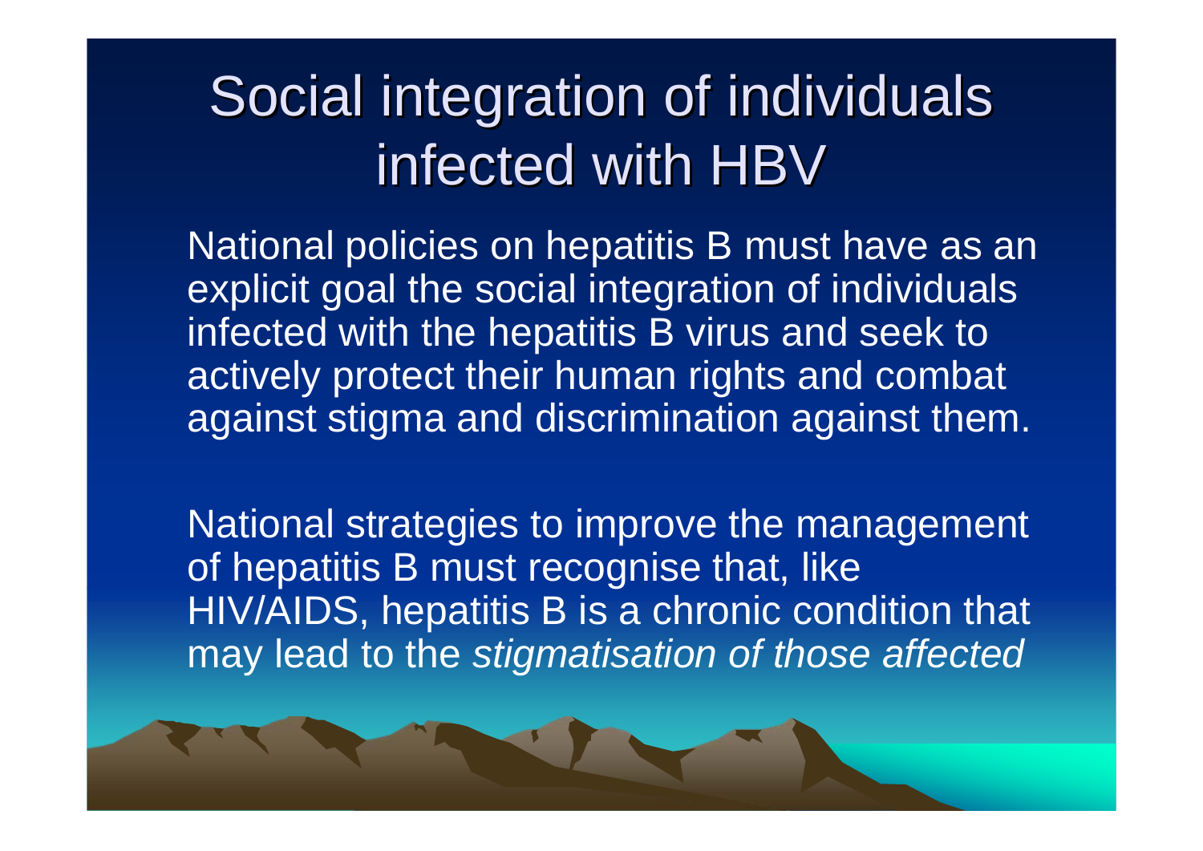# Social integration of individuals infected with HBV

National policies on hepatitis B must have as an explicit goal the social integration of individuals infected with the hepatitis B virus and seek to actively protect their human rights and combat against stigma and discrimination against them.

National strategies to improve the management of hepatitis B must recognise that, like HIV/AIDS, hepatitis B is a chronic condition that may lead to the *stigmatisation of those affected*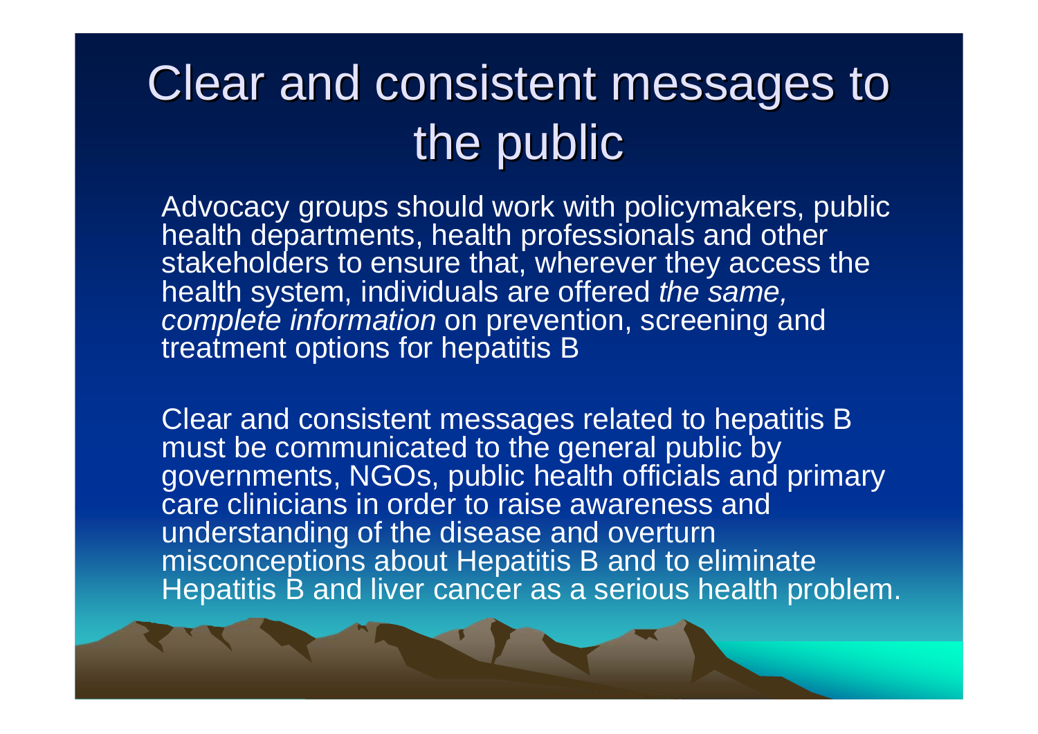# Clear and consistent messages to the public

Advocacy groups should work with policymakers, public health departments, health professionals and other stakeholders to ensure that, wherever they access the health system, individuals are offered *the same, complete information* on prevention, screening and treatment options for hepatitis B

Clear and consistent messages related to hepatitis B must be communicated to the general public by governments, NGOs, public health officials and primary care clinicians in order to raise awareness and understanding of the disease and overturn misconceptions about Hepatitis B and to eliminate Hepatitis B and liver cancer as a serious health problem.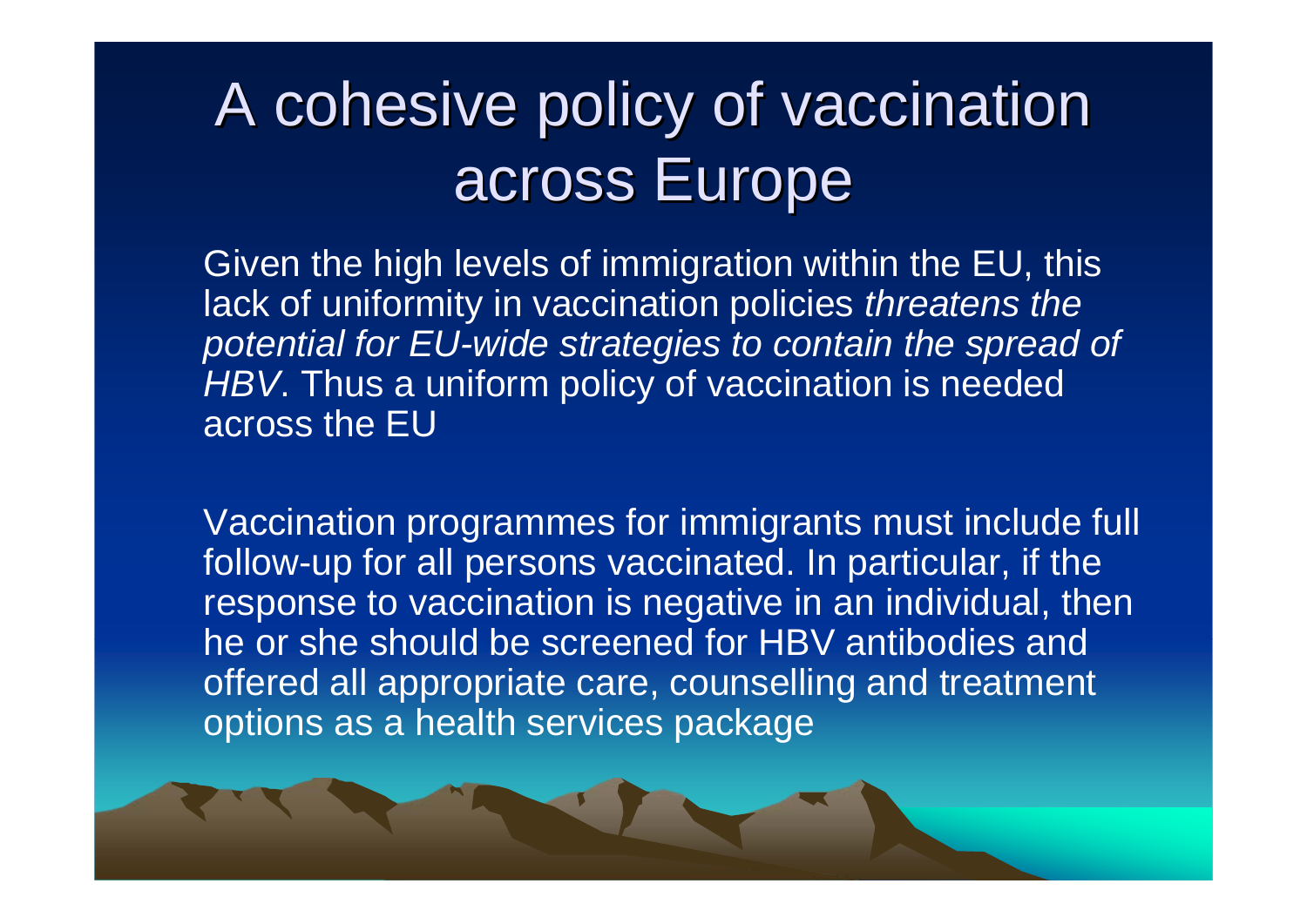# A cohesive policy of vaccination across Europe

Given the high levels of immigration within the EU, this lack of uniformity in vaccination policies *threatens the potential for EU-wide strategies to contain the spread of HBV*. Thus a uniform policy of vaccination is needed across the EU

Vaccination programmes for immigrants must include full follow-up for all persons vaccinated. In particular, if the response to vaccination is negative in an individual, then he or she should be screened for HBV antibodies and offered all appropriate care, counselling and treatment options as a health services package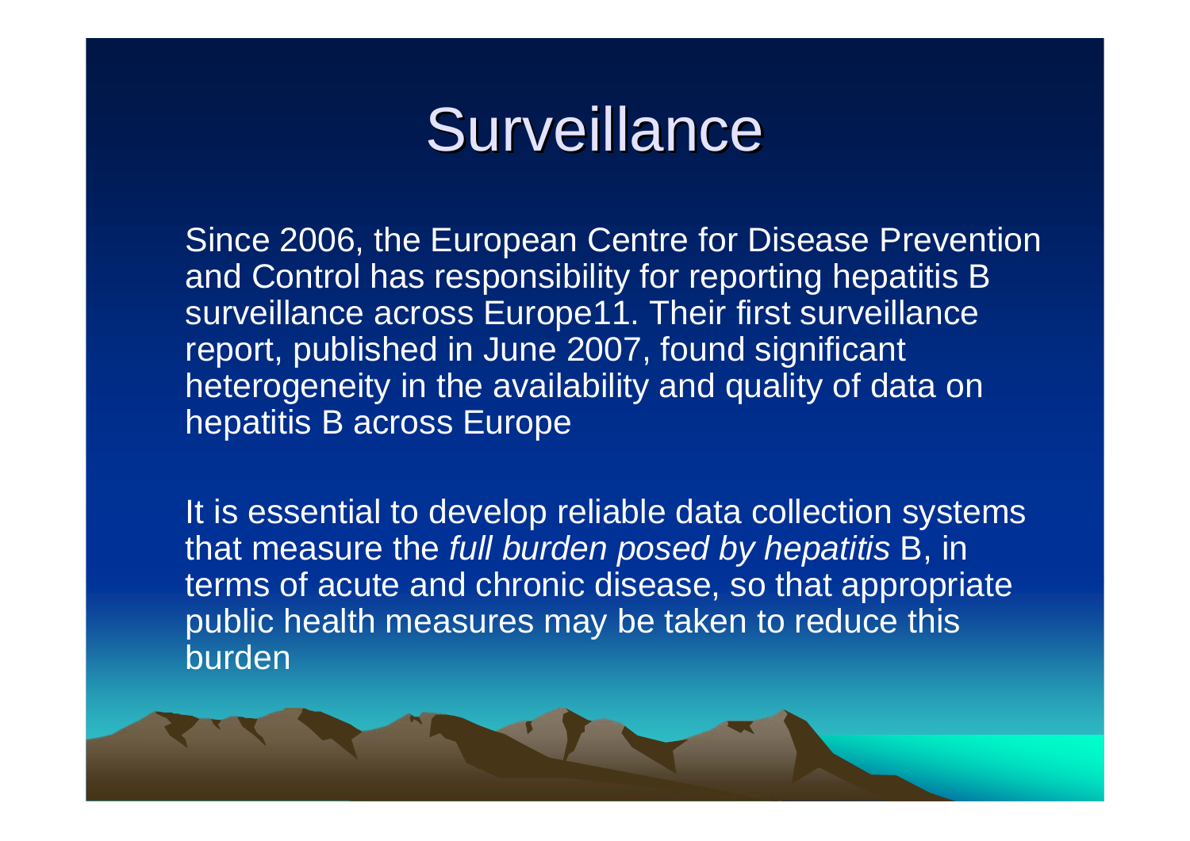# Surveillance

Since 2006, the European Centre for Disease Prevention and Control has responsibility for reporting hepatitis B surveillance across Europe11. Their first surveillance report, published in June 2007, found significant heterogeneity in the availability and quality of data on hepatitis B across Europe

It is essential to develop reliable data collection systems that measure the *full burden posed by hepatitis* B, in terms of acute and chronic disease, so that appropriate public health measures may be taken to reduce this burden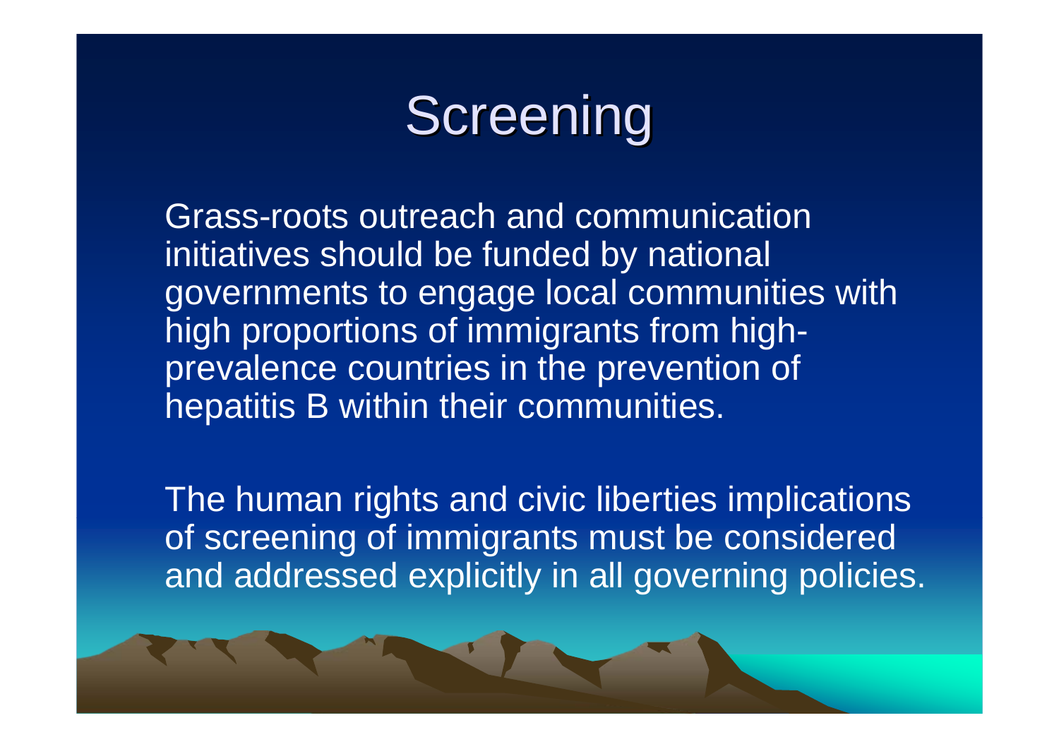# Screening

Grass-roots outreach and communication initiatives should be funded by national governments to engage local communities with high proportions of immigrants from high-prevalence countries in the prevention of hepatitis B within their communities.

The human rights and civic liberties implications of screening of immigrants must be considered and addressed explicitly in all governing policies.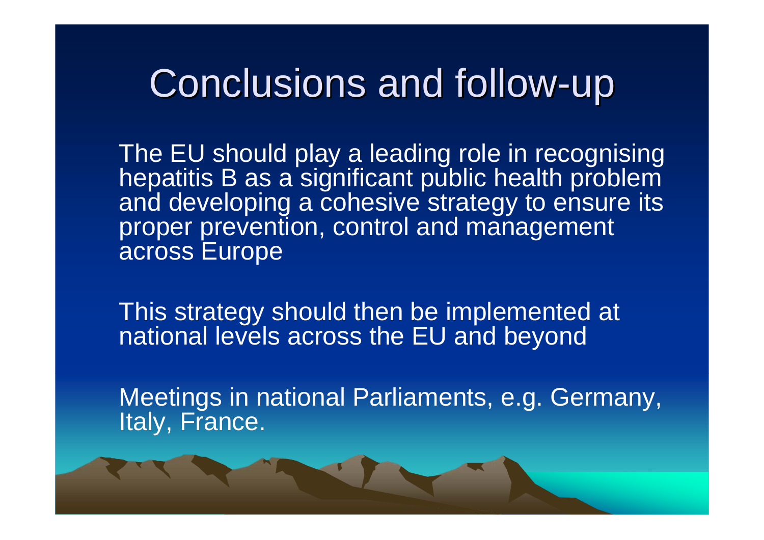# Conclusions and follow-up

The EU should play a leading role in recognising hepatitis B as a significant public health problem and developing a cohesive strategy to ensure its proper prevention, control and management across Europe

This strategy should then be implemented at national levels across the EU and beyond

Meetings in national Parliaments, e.g. Germany, Italy, France.